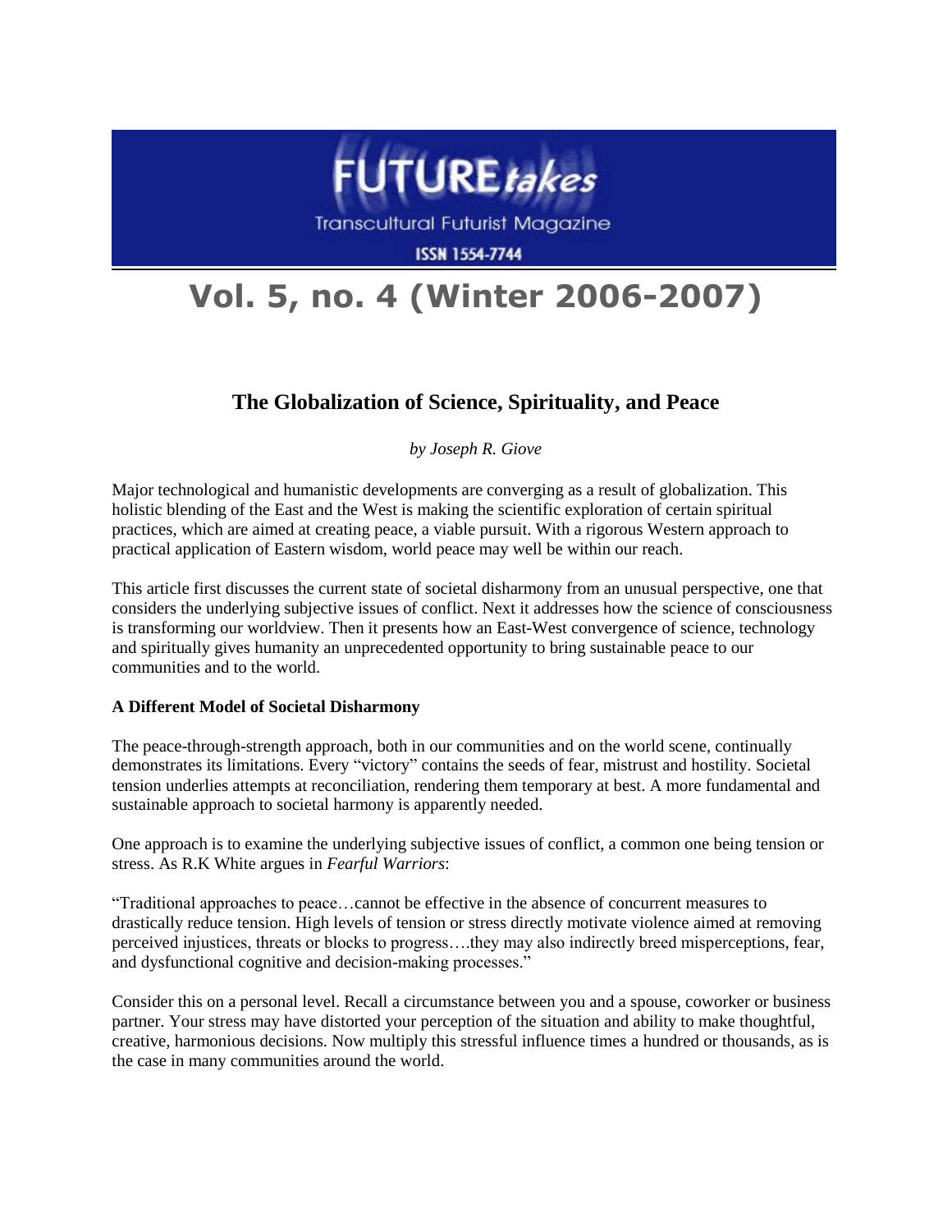# FUTURE*takes*

Transcultural Futurist Magazine

ISSN 1554-7744

# Vol. 5, no. 4 (Winter 2006-2007)

## The Globalization of Science, Spirituality, and Peace

*by Joseph R. Giove*

Major technological and humanistic developments are converging as a result of globalization. This holistic blending of the East and the West is making the scientific exploration of certain spiritual practices, which are aimed at creating peace, a viable pursuit. With a rigorous Western approach to practical application of Eastern wisdom, world peace may well be within our reach.

This article first discusses the current state of societal disharmony from an unusual perspective, one that considers the underlying subjective issues of conflict. Next it addresses how the science of consciousness is transforming our worldview. Then it presents how an East-West convergence of science, technology and spiritually gives humanity an unprecedented opportunity to bring sustainable peace to our communities and to the world.

### A Different Model of Societal Disharmony

The peace-through-strength approach, both in our communities and on the world scene, continually demonstrates its limitations. Every "victory" contains the seeds of fear, mistrust and hostility. Societal tension underlies attempts at reconciliation, rendering them temporary at best. A more fundamental and sustainable approach to societal harmony is apparently needed.

One approach is to examine the underlying subjective issues of conflict, a common one being tension or stress. As R.K White argues in *Fearful Warriors*:

"Traditional approaches to peace…cannot be effective in the absence of concurrent measures to drastically reduce tension. High levels of tension or stress directly motivate violence aimed at removing perceived injustices, threats or blocks to progress….they may also indirectly breed misperceptions, fear, and dysfunctional cognitive and decision-making processes."

Consider this on a personal level. Recall a circumstance between you and a spouse, coworker or business partner. Your stress may have distorted your perception of the situation and ability to make thoughtful, creative, harmonious decisions. Now multiply this stressful influence times a hundred or thousands, as is the case in many communities around the world.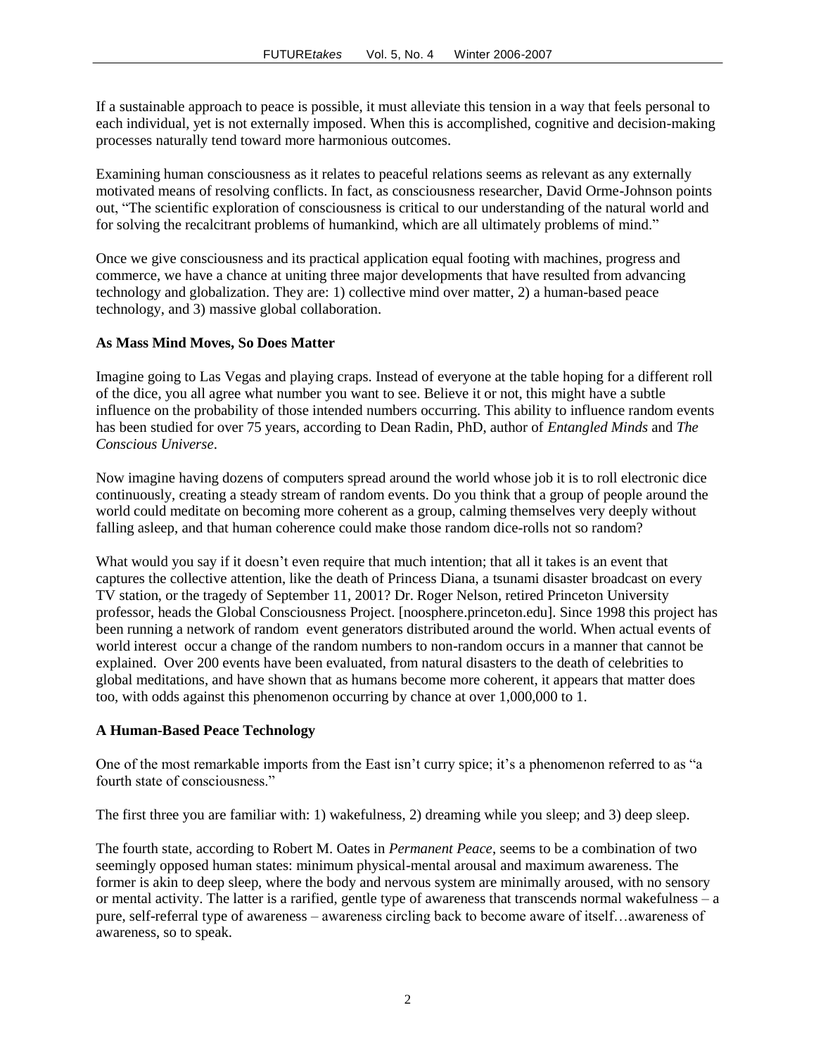If a sustainable approach to peace is possible, it must alleviate this tension in a way that feels personal to each individual, yet is not externally imposed. When this is accomplished, cognitive and decision-making processes naturally tend toward more harmonious outcomes.

Examining human consciousness as it relates to peaceful relations seems as relevant as any externally motivated means of resolving conflicts. In fact, as consciousness researcher, David Orme-Johnson points out, "The scientific exploration of consciousness is critical to our understanding of the natural world and for solving the recalcitrant problems of humankind, which are all ultimately problems of mind."

Once we give consciousness and its practical application equal footing with machines, progress and commerce, we have a chance at uniting three major developments that have resulted from advancing technology and globalization. They are: 1) collective mind over matter, 2) a human-based peace technology, and 3) massive global collaboration.

**As Mass Mind Moves, So Does Matter**

Imagine going to Las Vegas and playing craps. Instead of everyone at the table hoping for a different roll of the dice, you all agree what number you want to see. Believe it or not, this might have a subtle influence on the probability of those intended numbers occurring. This ability to influence random events has been studied for over 75 years, according to Dean Radin, PhD, author of *Entangled Minds* and *The Conscious Universe*.

Now imagine having dozens of computers spread around the world whose job it is to roll electronic dice continuously, creating a steady stream of random events. Do you think that a group of people around the world could meditate on becoming more coherent as a group, calming themselves very deeply without falling asleep, and that human coherence could make those random dice-rolls not so random?

What would you say if it doesn't even require that much intention; that all it takes is an event that captures the collective attention, like the death of Princess Diana, a tsunami disaster broadcast on every TV station, or the tragedy of September 11, 2001? Dr. Roger Nelson, retired Princeton University professor, heads the Global Consciousness Project. [noosphere.princeton.edu]. Since 1998 this project has been running a network of random event generators distributed around the world. When actual events of world interest occur a change of the random numbers to non-random occurs in a manner that cannot be explained. Over 200 events have been evaluated, from natural disasters to the death of celebrities to global meditations, and have shown that as humans become more coherent, it appears that matter does too, with odds against this phenomenon occurring by chance at over 1,000,000 to 1.

**A Human-Based Peace Technology**

One of the most remarkable imports from the East isn't curry spice; it's a phenomenon referred to as "a fourth state of consciousness."

The first three you are familiar with: 1) wakefulness, 2) dreaming while you sleep; and 3) deep sleep.

The fourth state, according to Robert M. Oates in *Permanent Peace*, seems to be a combination of two seemingly opposed human states: minimum physical-mental arousal and maximum awareness. The former is akin to deep sleep, where the body and nervous system are minimally aroused, with no sensory or mental activity. The latter is a rarified, gentle type of awareness that transcends normal wakefulness – a pure, self-referral type of awareness – awareness circling back to become aware of itself…awareness of awareness, so to speak.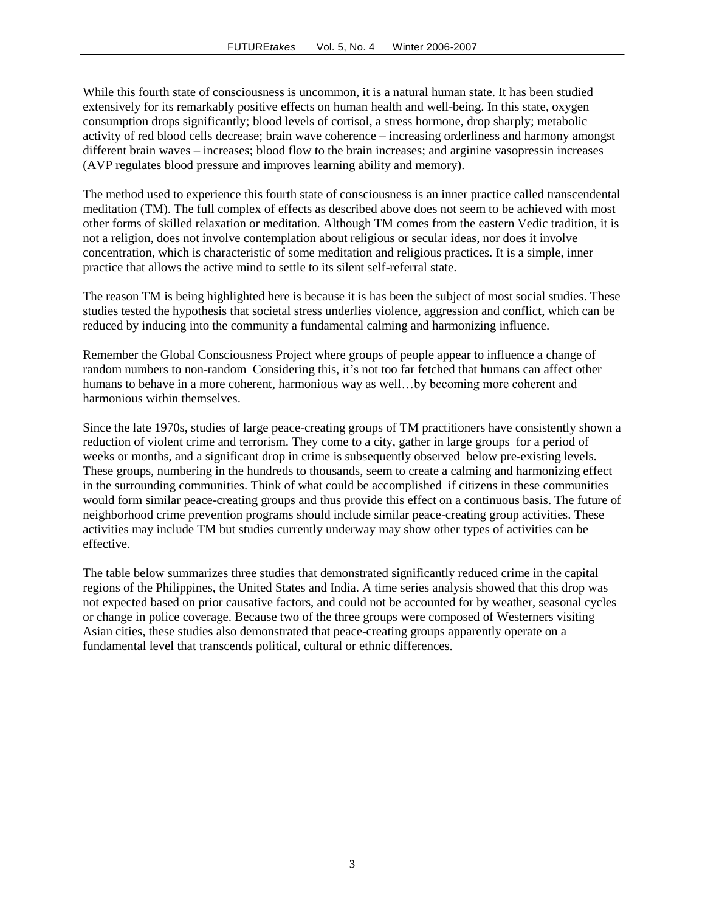While this fourth state of consciousness is uncommon, it is a natural human state. It has been studied extensively for its remarkably positive effects on human health and well-being. In this state, oxygen consumption drops significantly; blood levels of cortisol, a stress hormone, drop sharply; metabolic activity of red blood cells decrease; brain wave coherence – increasing orderliness and harmony amongst different brain waves – increases; blood flow to the brain increases; and arginine vasopressin increases (AVP regulates blood pressure and improves learning ability and memory).

The method used to experience this fourth state of consciousness is an inner practice called transcendental meditation (TM). The full complex of effects as described above does not seem to be achieved with most other forms of skilled relaxation or meditation. Although TM comes from the eastern Vedic tradition, it is not a religion, does not involve contemplation about religious or secular ideas, nor does it involve concentration, which is characteristic of some meditation and religious practices. It is a simple, inner practice that allows the active mind to settle to its silent self-referral state.

The reason TM is being highlighted here is because it is has been the subject of most social studies. These studies tested the hypothesis that societal stress underlies violence, aggression and conflict, which can be reduced by inducing into the community a fundamental calming and harmonizing influence.

Remember the Global Consciousness Project where groups of people appear to influence a change of random numbers to non-random Considering this, it's not too far fetched that humans can affect other humans to behave in a more coherent, harmonious way as well…by becoming more coherent and harmonious within themselves.

Since the late 1970s, studies of large peace-creating groups of TM practitioners have consistently shown a reduction of violent crime and terrorism. They come to a city, gather in large groups for a period of weeks or months, and a significant drop in crime is subsequently observed below pre-existing levels. These groups, numbering in the hundreds to thousands, seem to create a calming and harmonizing effect in the surrounding communities. Think of what could be accomplished if citizens in these communities would form similar peace-creating groups and thus provide this effect on a continuous basis. The future of neighborhood crime prevention programs should include similar peace-creating group activities. These activities may include TM but studies currently underway may show other types of activities can be effective.

The table below summarizes three studies that demonstrated significantly reduced crime in the capital regions of the Philippines, the United States and India. A time series analysis showed that this drop was not expected based on prior causative factors, and could not be accounted for by weather, seasonal cycles or change in police coverage. Because two of the three groups were composed of Westerners visiting Asian cities, these studies also demonstrated that peace-creating groups apparently operate on a fundamental level that transcends political, cultural or ethnic differences.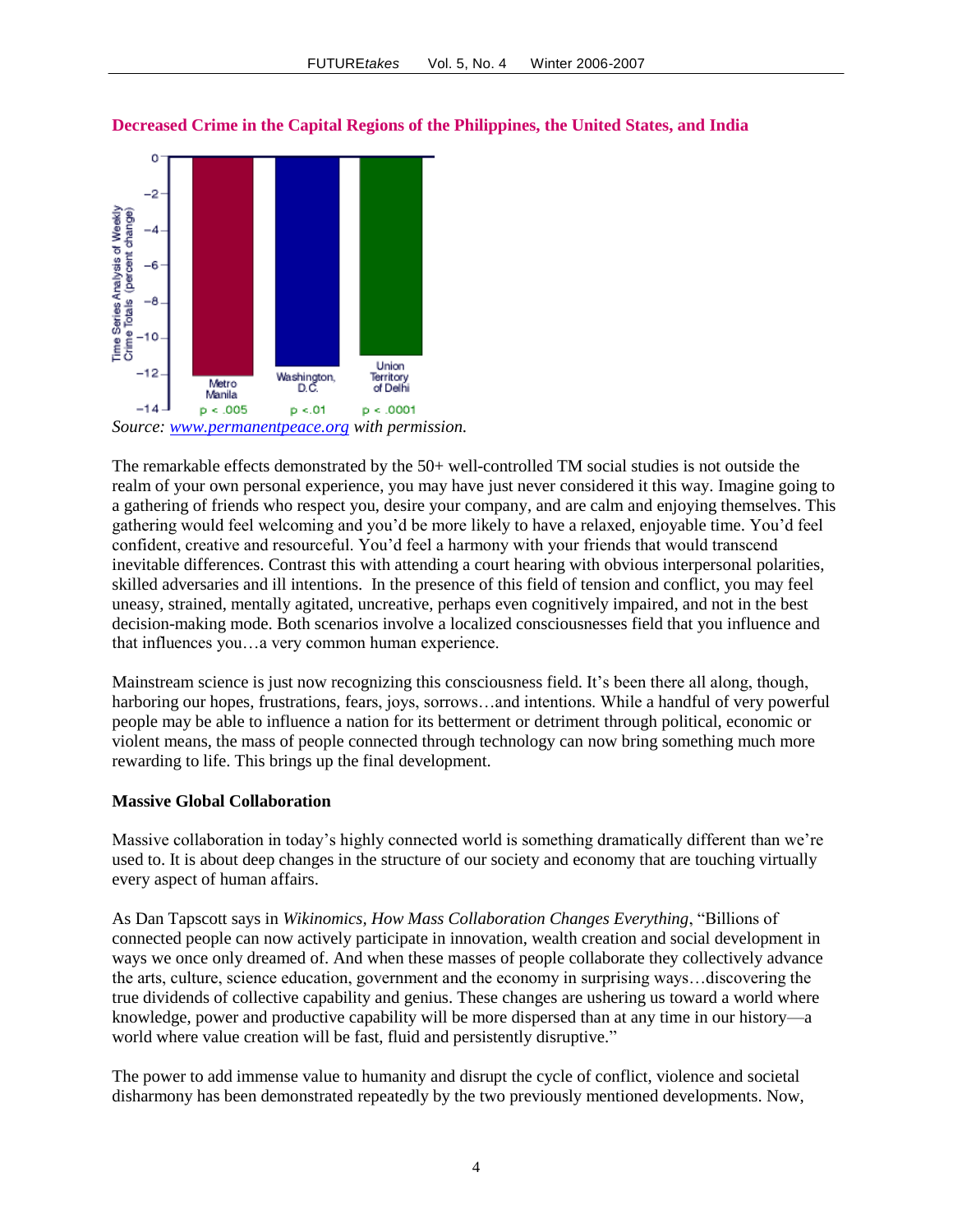**Decreased Crime in the Capital Regions of the Philippines, the United States, and India**

Time Series Analysis of Weekly Crime Totals (percent change)

| | Metro Manila | Washington, D.C. | Union Territory of Delhi |
|---|---|---|---|
| Significance | $p < .005$ | $p < .01$ | $p < .0001$ |

*Source: [www.permanentpeace.org](http://www.permanentpeace.org) with permission.*

The remarkable effects demonstrated by the 50+ well-controlled TM social studies is not outside the realm of your own personal experience, you may have just never considered it this way. Imagine going to a gathering of friends who respect you, desire your company, and are calm and enjoying themselves. This gathering would feel welcoming and you'd be more likely to have a relaxed, enjoyable time. You'd feel confident, creative and resourceful. You'd feel a harmony with your friends that would transcend inevitable differences. Contrast this with attending a court hearing with obvious interpersonal polarities, skilled adversaries and ill intentions. In the presence of this field of tension and conflict, you may feel uneasy, strained, mentally agitated, uncreative, perhaps even cognitively impaired, and not in the best decision-making mode. Both scenarios involve a localized consciousnesses field that you influence and that influences you…a very common human experience.

Mainstream science is just now recognizing this consciousness field. It's been there all along, though, harboring our hopes, frustrations, fears, joys, sorrows…and intentions. While a handful of very powerful people may be able to influence a nation for its betterment or detriment through political, economic or violent means, the mass of people connected through technology can now bring something much more rewarding to life. This brings up the final development.

**Massive Global Collaboration**

Massive collaboration in today's highly connected world is something dramatically different than we're used to. It is about deep changes in the structure of our society and economy that are touching virtually every aspect of human affairs.

As Dan Tapscott says in *Wikinomics, How Mass Collaboration Changes Everything*, "Billions of connected people can now actively participate in innovation, wealth creation and social development in ways we once only dreamed of. And when these masses of people collaborate they collectively advance the arts, culture, science education, government and the economy in surprising ways…discovering the true dividends of collective capability and genius. These changes are ushering us toward a world where knowledge, power and productive capability will be more dispersed than at any time in our history—a world where value creation will be fast, fluid and persistently disruptive."

The power to add immense value to humanity and disrupt the cycle of conflict, violence and societal disharmony has been demonstrated repeatedly by the two previously mentioned developments. Now,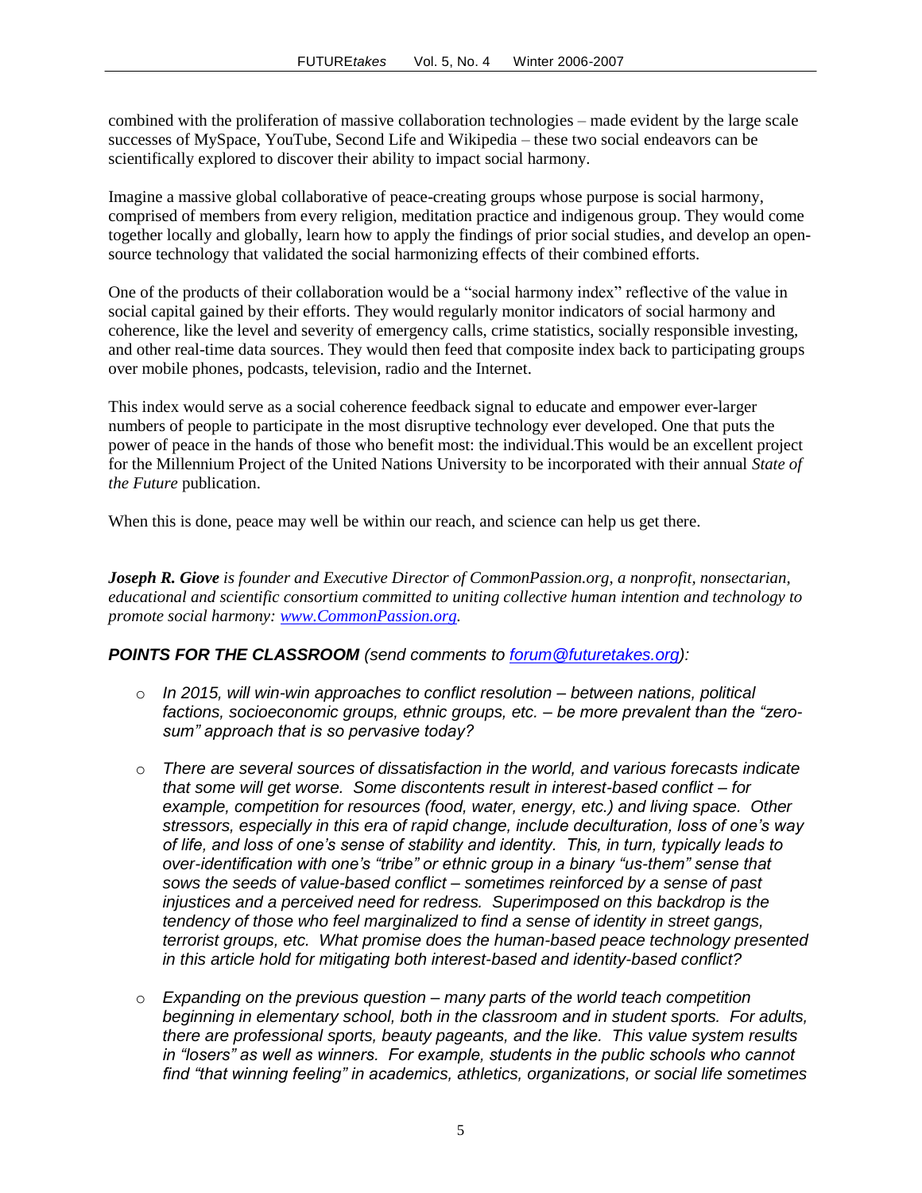combined with the proliferation of massive collaboration technologies – made evident by the large scale successes of MySpace, YouTube, Second Life and Wikipedia – these two social endeavors can be scientifically explored to discover their ability to impact social harmony.

Imagine a massive global collaborative of peace-creating groups whose purpose is social harmony, comprised of members from every religion, meditation practice and indigenous group. They would come together locally and globally, learn how to apply the findings of prior social studies, and develop an open-source technology that validated the social harmonizing effects of their combined efforts.

One of the products of their collaboration would be a "social harmony index" reflective of the value in social capital gained by their efforts. They would regularly monitor indicators of social harmony and coherence, like the level and severity of emergency calls, crime statistics, socially responsible investing, and other real-time data sources. They would then feed that composite index back to participating groups over mobile phones, podcasts, television, radio and the Internet.

This index would serve as a social coherence feedback signal to educate and empower ever-larger numbers of people to participate in the most disruptive technology ever developed. One that puts the power of peace in the hands of those who benefit most: the individual.This would be an excellent project for the Millennium Project of the United Nations University to be incorporated with their annual *State of the Future* publication.

When this is done, peace may well be within our reach, and science can help us get there.

***Joseph R. Giove*** *is founder and Executive Director of CommonPassion.org, a nonprofit, nonsectarian, educational and scientific consortium committed to uniting collective human intention and technology to promote social harmony: [www.CommonPassion.org](http://www.CommonPassion.org).*

***POINTS FOR THE CLASSROOM*** *(send comments to [forum@futuretakes.org](mailto:forum@futuretakes.org)):*

- *In 2015, will win-win approaches to conflict resolution – between nations, political factions, socioeconomic groups, ethnic groups, etc. – be more prevalent than the "zero-sum" approach that is so pervasive today?*

- *There are several sources of dissatisfaction in the world, and various forecasts indicate that some will get worse. Some discontents result in interest-based conflict – for example, competition for resources (food, water, energy, etc.) and living space. Other stressors, especially in this era of rapid change, include deculturation, loss of one's way of life, and loss of one's sense of stability and identity. This, in turn, typically leads to over-identification with one's "tribe" or ethnic group in a binary "us-them" sense that sows the seeds of value-based conflict – sometimes reinforced by a sense of past injustices and a perceived need for redress. Superimposed on this backdrop is the tendency of those who feel marginalized to find a sense of identity in street gangs, terrorist groups, etc. What promise does the human-based peace technology presented in this article hold for mitigating both interest-based and identity-based conflict?*

- *Expanding on the previous question – many parts of the world teach competition beginning in elementary school, both in the classroom and in student sports. For adults, there are professional sports, beauty pageants, and the like. This value system results in "losers" as well as winners. For example, students in the public schools who cannot find "that winning feeling" in academics, athletics, organizations, or social life sometimes*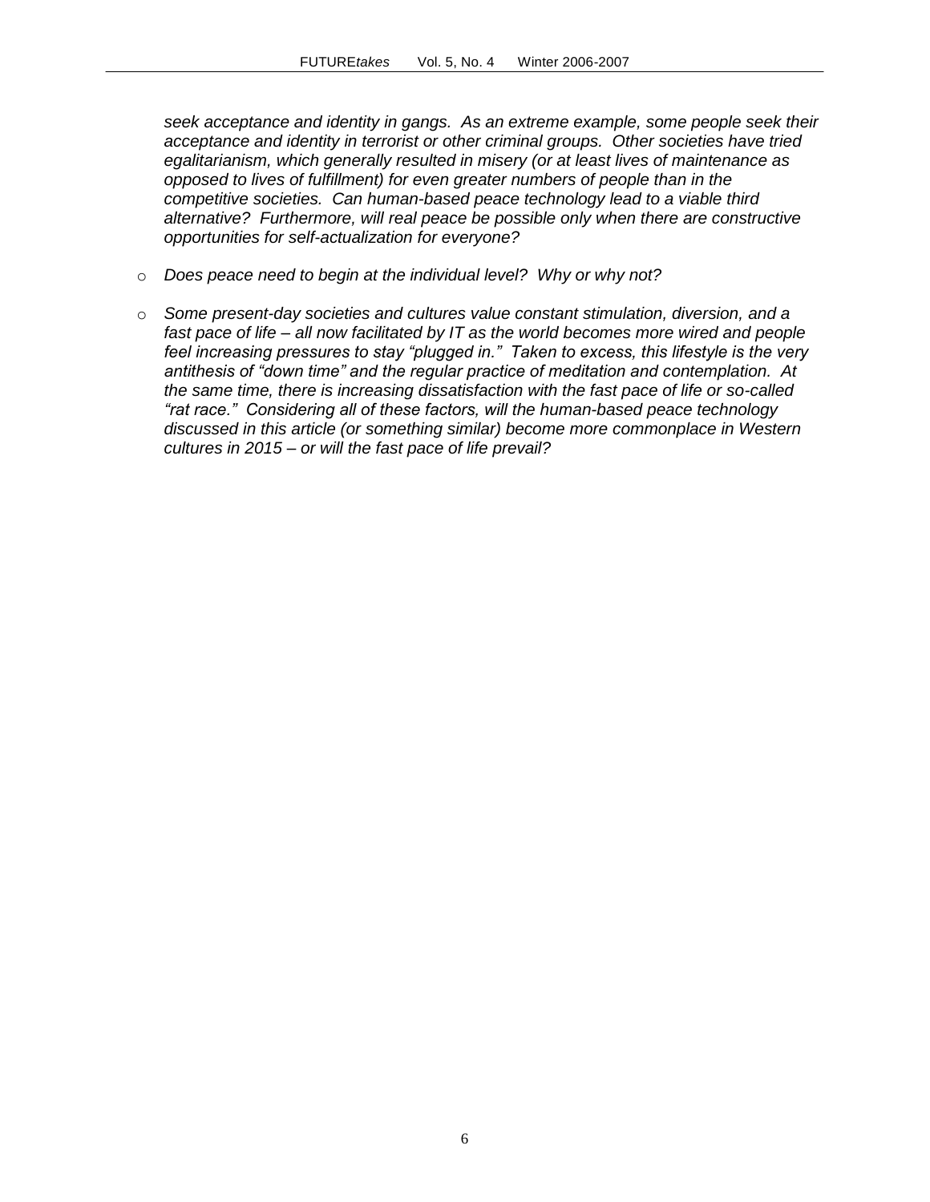*seek acceptance and identity in gangs. As an extreme example, some people seek their acceptance and identity in terrorist or other criminal groups. Other societies have tried egalitarianism, which generally resulted in misery (or at least lives of maintenance as opposed to lives of fulfillment) for even greater numbers of people than in the competitive societies. Can human-based peace technology lead to a viable third alternative? Furthermore, will real peace be possible only when there are constructive opportunities for self-actualization for everyone?*

- *Does peace need to begin at the individual level? Why or why not?*
- *Some present-day societies and cultures value constant stimulation, diversion, and a fast pace of life – all now facilitated by IT as the world becomes more wired and people feel increasing pressures to stay "plugged in." Taken to excess, this lifestyle is the very antithesis of "down time" and the regular practice of meditation and contemplation. At the same time, there is increasing dissatisfaction with the fast pace of life or so-called "rat race." Considering all of these factors, will the human-based peace technology discussed in this article (or something similar) become more commonplace in Western cultures in 2015 – or will the fast pace of life prevail?*